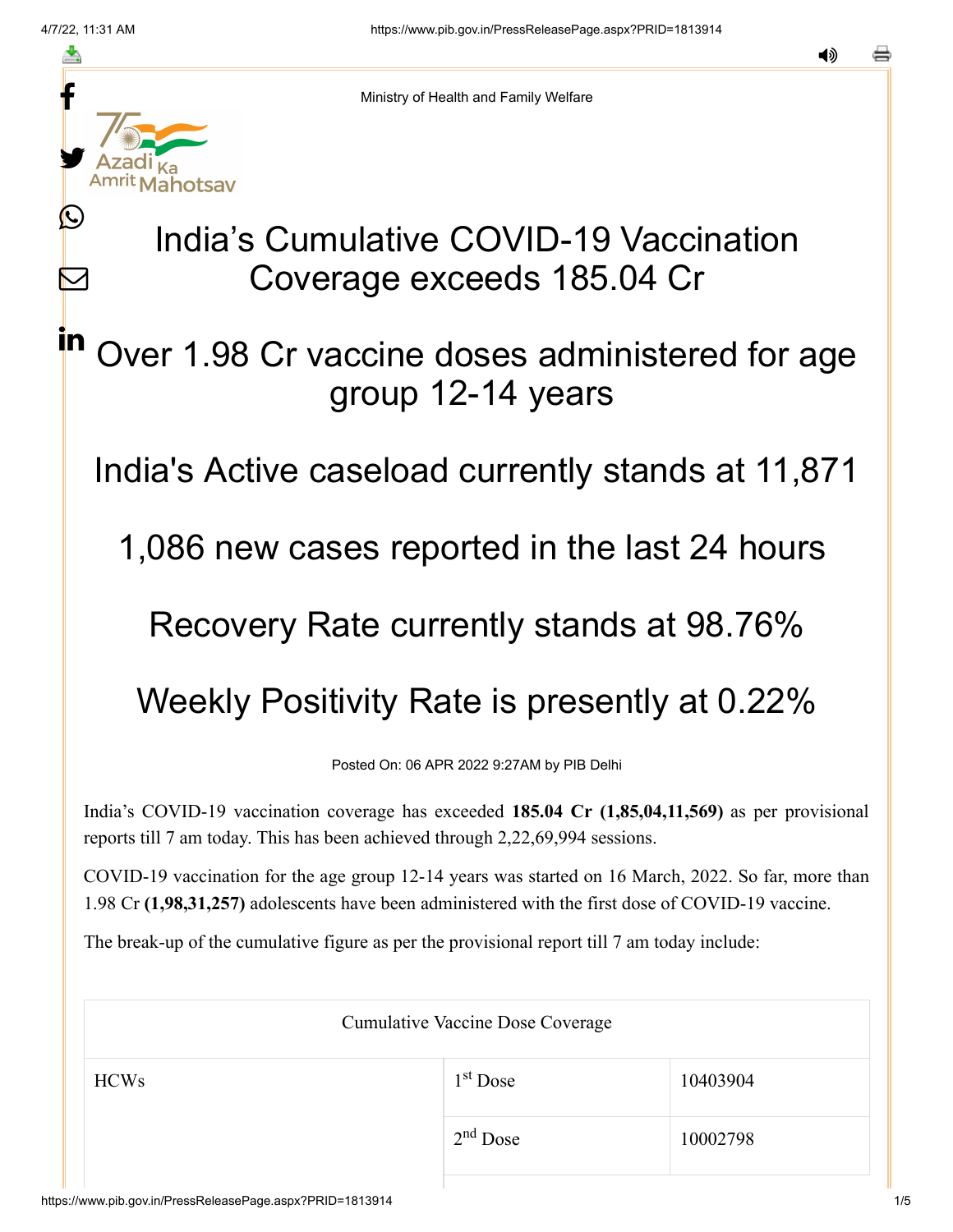Ministry of Health and Family Welfare

# India's Cumulative COVID-19 Vaccination Coverage exceeds 185.04 Cr

## Over 1.98 Cr vaccine doses administered for age group 12-14 years

## India's Active caseload currently stands at 11,871

## 1,086 new cases reported in the last 24 hours

## Recovery Rate currently stands at 98.76%

## Weekly Positivity Rate is presently at 0.22%

Posted On: 06 APR 2022 9:27AM by PIB Delhi

India's COVID-19 vaccination coverage has exceeded **185.04 Cr (1,85,04,11,569)** as per provisional reports till 7 am today. This has been achieved through 2,22,69,994 sessions.

COVID-19 vaccination for the age group 12-14 years was started on 16 March, 2022. So far, more than 1.98 Cr **(1,98,31,257)** adolescents have been administered with the first dose of COVID-19 vaccine.

The break-up of the cumulative figure as per the provisional report till 7 am today include:

| Cumulative Vaccine Dose Coverage | | |
|---|---|---|
| HCWs | 1st Dose | 10403904 |
| | 2nd Dose | 10002798 |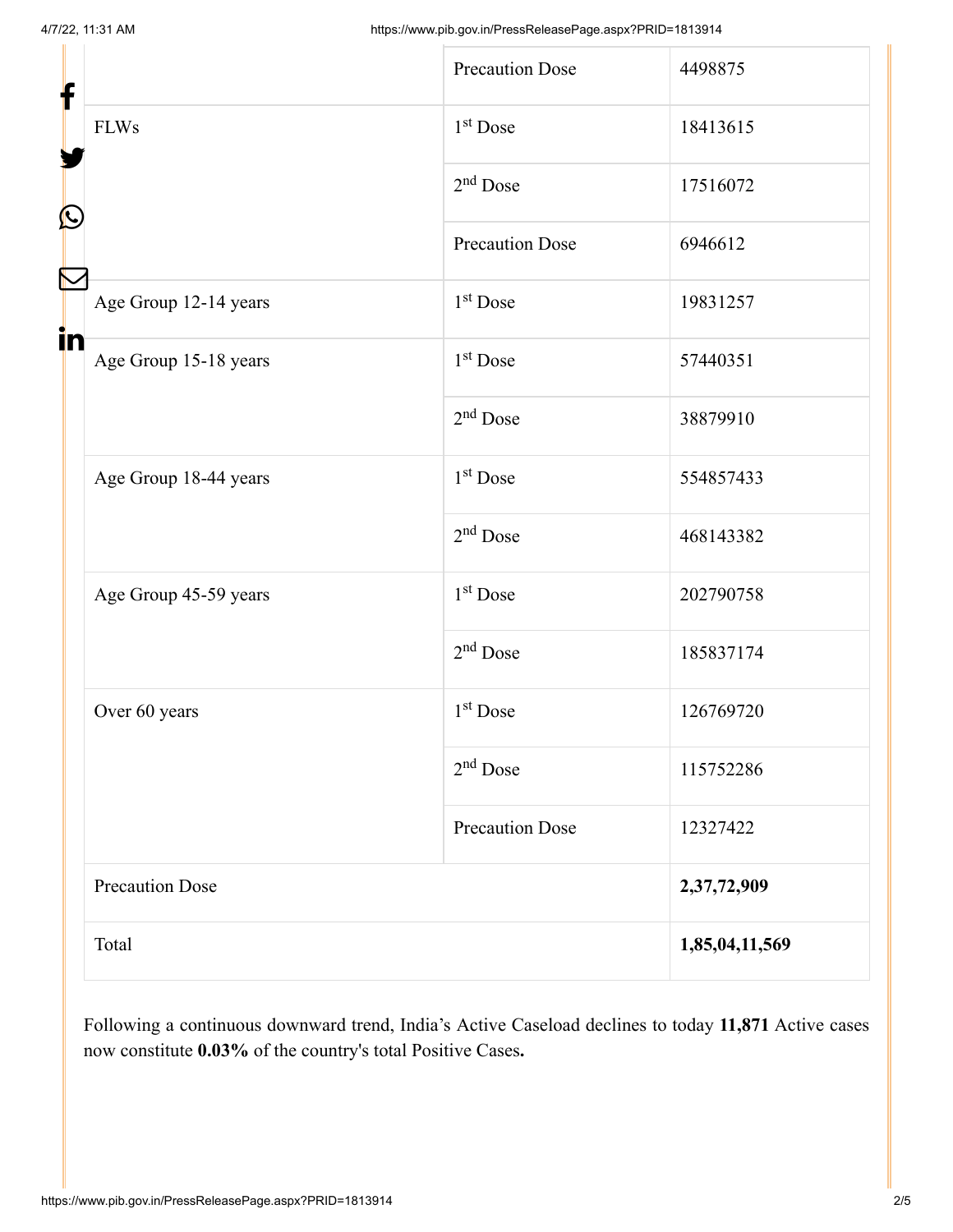| | | |
|---|---|---|
| | Precaution Dose | 4498875 |
| FLWs | 1st Dose | 18413615 |
| | 2nd Dose | 17516072 |
| | Precaution Dose | 6946612 |
| Age Group 12-14 years | 1st Dose | 19831257 |
| Age Group 15-18 years | 1st Dose | 57440351 |
| | 2nd Dose | 38879910 |
| Age Group 18-44 years | 1st Dose | 554857433 |
| | 2nd Dose | 468143382 |
| Age Group 45-59 years | 1st Dose | 202790758 |
| | 2nd Dose | 185837174 |
| Over 60 years | 1st Dose | 126769720 |
| | 2nd Dose | 115752286 |
| | Precaution Dose | 12327422 |
| Precaution Dose | | **2,37,72,909** |
| Total | | **1,85,04,11,569** |

Following a continuous downward trend, India's Active Caseload declines to today **11,871** Active cases now constitute **0.03%** of the country's total Positive Cases**.**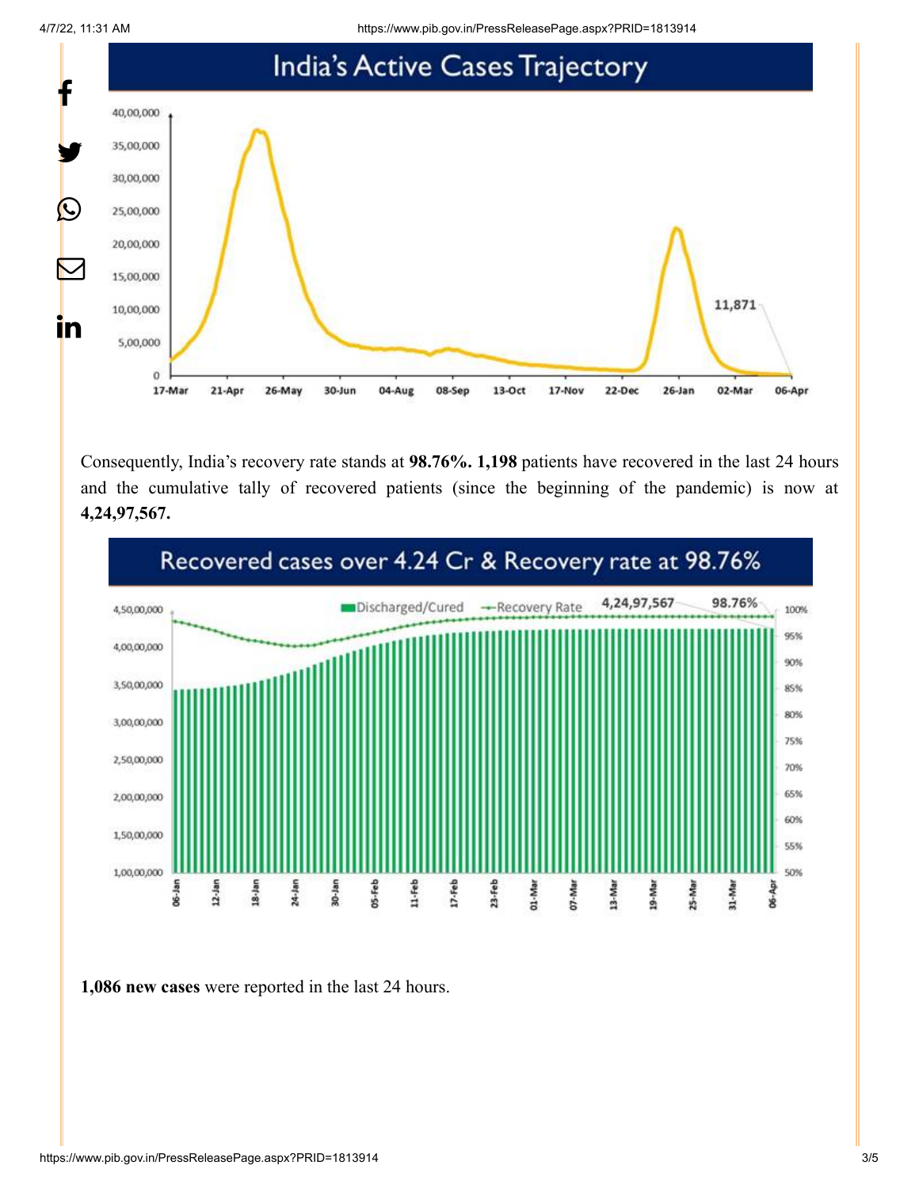## India's Active Cases Trajectory

Consequently, India's recovery rate stands at **98.76%. 1,198** patients have recovered in the last 24 hours and the cumulative tally of recovered patients (since the beginning of the pandemic) is now at **4,24,97,567.**

## Recovered cases over 4.24 Cr & Recovery rate at 98.76%

**1,086 new cases** were reported in the last 24 hours.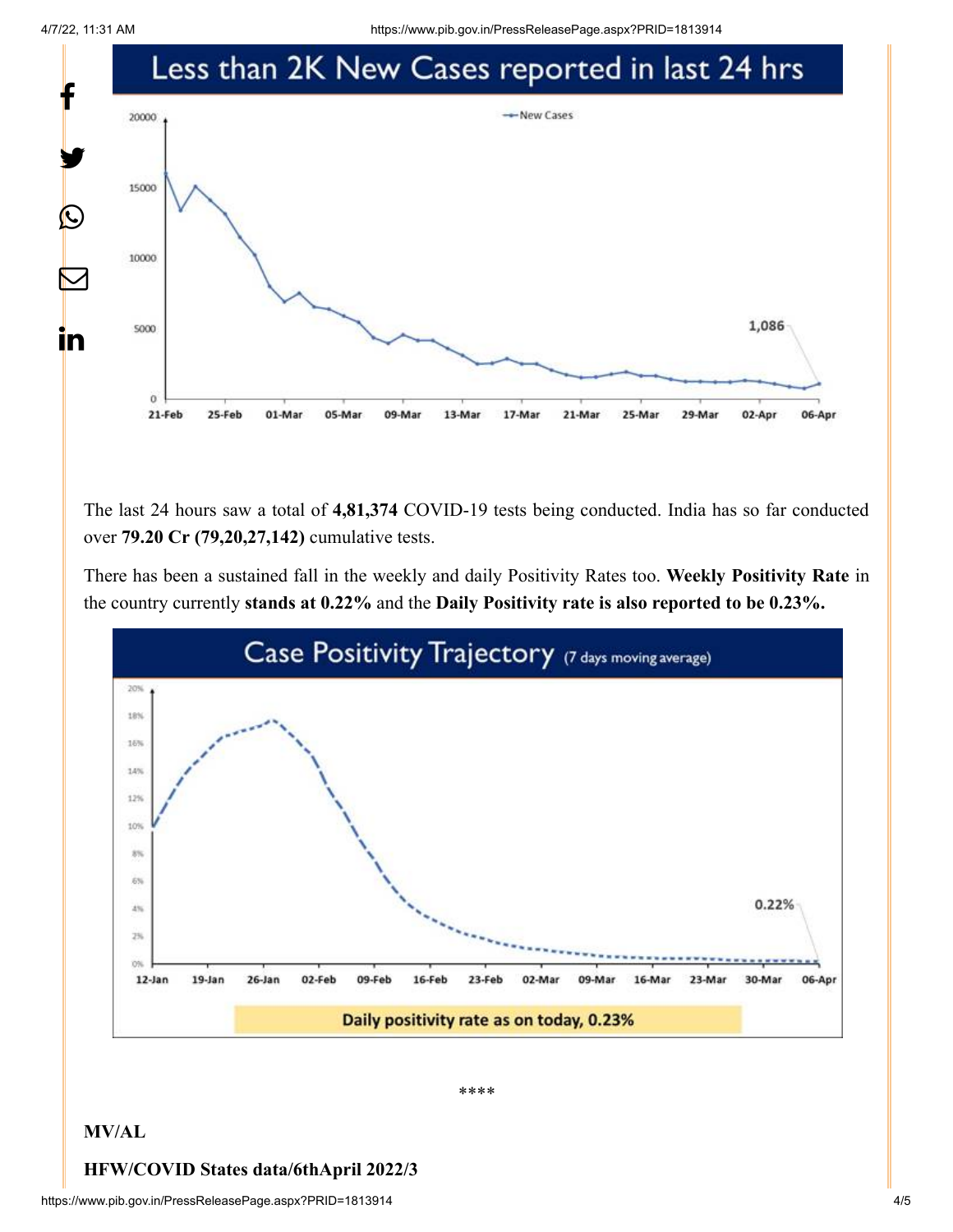## Less than 2K New Cases reported in last 24 hrs

The last 24 hours saw a total of **4,81,374** COVID-19 tests being conducted. India has so far conducted over **79.20 Cr (79,20,27,142)** cumulative tests.

There has been a sustained fall in the weekly and daily Positivity Rates too. **Weekly Positivity Rate** in the country currently **stands at 0.22%** and the **Daily Positivity rate is also reported to be 0.23%.**

## Case Positivity Trajectory (7 days moving average)

Daily positivity rate as on today, 0.23%

****

**MV/AL**

**HFW/COVID States data/6thApril 2022/3**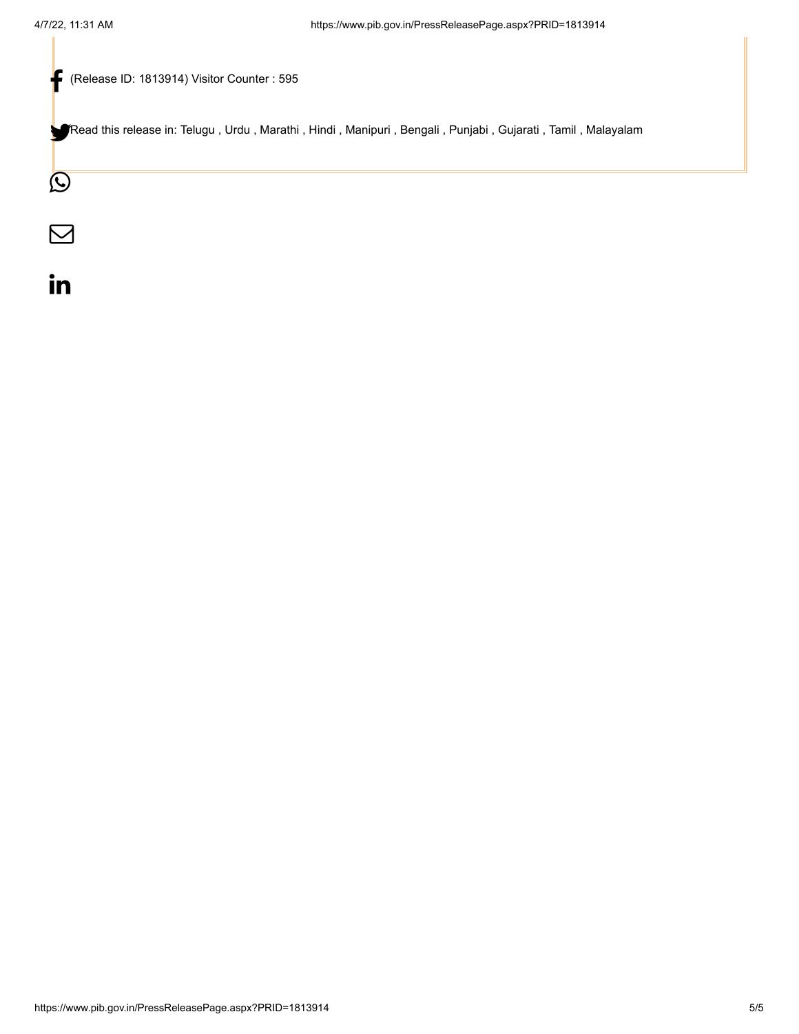(Release ID: 1813914) Visitor Counter : 595

Read this release in: Telugu , Urdu , Marathi , Hindi , Manipuri , Bengali , Punjabi , Gujarati , Tamil , Malayalam